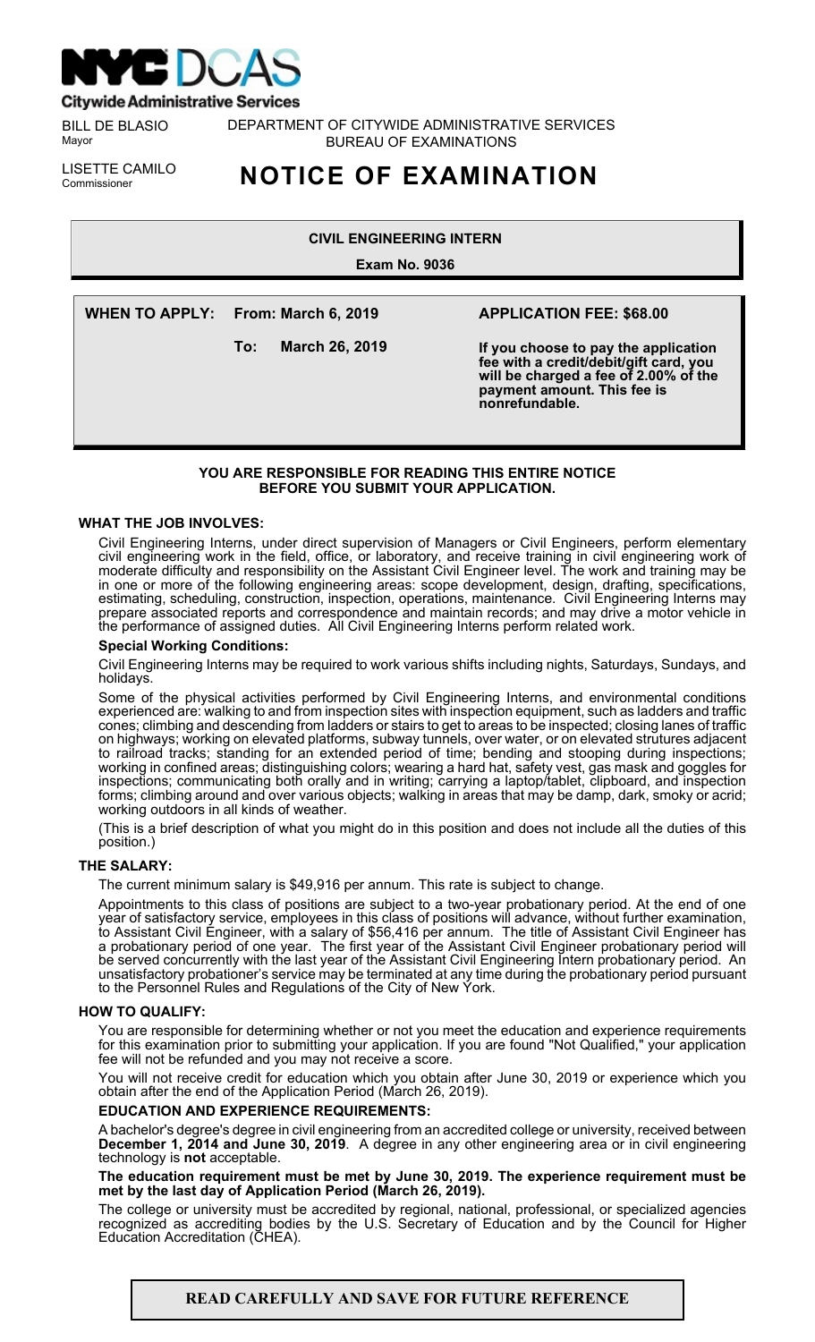**Citywide Administrative Services**

BILL DE BLASIO
Mayor

LISETTE CAMILO
Commissioner

DEPARTMENT OF CITYWIDE ADMINISTRATIVE SERVICES
BUREAU OF EXAMINATIONS

# NOTICE OF EXAMINATION

## CIVIL ENGINEERING INTERN

**Exam No. 9036**

**WHEN TO APPLY: From: March 6, 2019**

**To: March 26, 2019**

**APPLICATION FEE: $68.00**

**If you choose to pay the application fee with a credit/debit/gift card, you will be charged a fee of 2.00% of the payment amount. This fee is nonrefundable.**

**YOU ARE RESPONSIBLE FOR READING THIS ENTIRE NOTICE BEFORE YOU SUBMIT YOUR APPLICATION.**

### WHAT THE JOB INVOLVES:

Civil Engineering Interns, under direct supervision of Managers or Civil Engineers, perform elementary civil engineering work in the field, office, or laboratory, and receive training in civil engineering work of moderate difficulty and responsibility on the Assistant Civil Engineer level. The work and training may be in one or more of the following engineering areas: scope development, design, drafting, specifications, estimating, scheduling, construction, inspection, operations, maintenance. Civil Engineering Interns may prepare associated reports and correspondence and maintain records; and may drive a motor vehicle in the performance of assigned duties. All Civil Engineering Interns perform related work.

**Special Working Conditions:**

Civil Engineering Interns may be required to work various shifts including nights, Saturdays, Sundays, and holidays.

Some of the physical activities performed by Civil Engineering Interns, and environmental conditions experienced are: walking to and from inspection sites with inspection equipment, such as ladders and traffic cones; climbing and descending from ladders or stairs to get to areas to be inspected; closing lanes of traffic on highways; working on elevated platforms, subway tunnels, over water, or on elevated strutures adjacent to railroad tracks; standing for an extended period of time; bending and stooping during inspections; working in confined areas; distinguishing colors; wearing a hard hat, safety vest, gas mask and goggles for inspections; communicating both orally and in writing; carrying a laptop/tablet, clipboard, and inspection forms; climbing around and over various objects; walking in areas that may be damp, dark, smoky or acrid; working outdoors in all kinds of weather.

(This is a brief description of what you might do in this position and does not include all the duties of this position.)

### THE SALARY:

The current minimum salary is $49,916 per annum. This rate is subject to change.

Appointments to this class of positions are subject to a two-year probationary period. At the end of one year of satisfactory service, employees in this class of positions will advance, without further examination, to Assistant Civil Engineer, with a salary of $56,416 per annum. The title of Assistant Civil Engineer has a probationary period of one year. The first year of the Assistant Civil Engineer probationary period will be served concurrently with the last year of the Assistant Civil Engineering Intern probationary period. An unsatisfactory probationer's service may be terminated at any time during the probationary period pursuant to the Personnel Rules and Regulations of the City of New York.

### HOW TO QUALIFY:

You are responsible for determining whether or not you meet the education and experience requirements for this examination prior to submitting your application. If you are found "Not Qualified," your application fee will not be refunded and you may not receive a score.

You will not receive credit for education which you obtain after June 30, 2019 or experience which you obtain after the end of the Application Period (March 26, 2019).

**EDUCATION AND EXPERIENCE REQUIREMENTS:**

A bachelor's degree in civil engineering from an accredited college or university, received between **December 1, 2014 and June 30, 2019**. A degree in any other engineering area or in civil engineering technology is **not** acceptable.

**The education requirement must be met by June 30, 2019. The experience requirement must be met by the last day of Application Period (March 26, 2019).**

The college or university must be accredited by regional, national, professional, or specialized agencies recognized as accrediting bodies by the U.S. Secretary of Education and by the Council for Higher Education Accreditation (CHEA).

**READ CAREFULLY AND SAVE FOR FUTURE REFERENCE**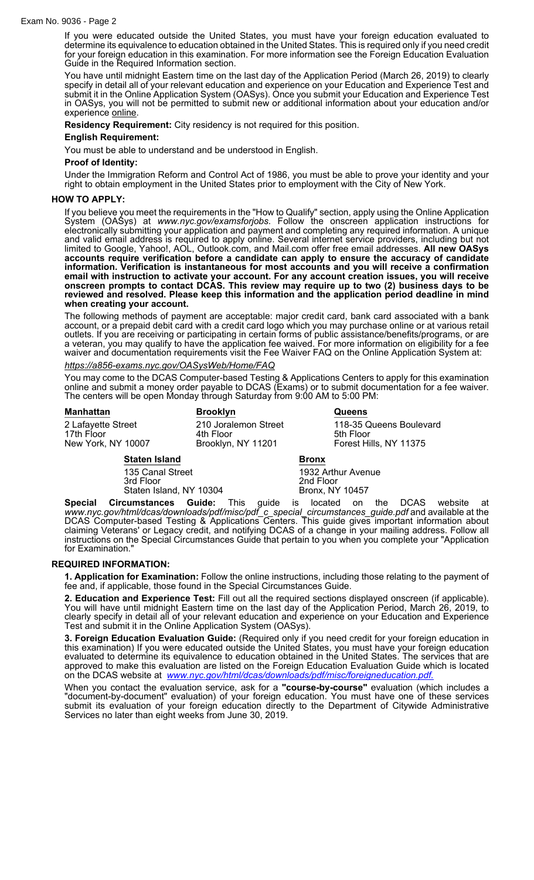If you were educated outside the United States, you must have your foreign education evaluated to determine its equivalence to education obtained in the United States. This is required only if you need credit for your foreign education in this examination. For more information see the Foreign Education Evaluation Guide in the Required Information section.

You have until midnight Eastern time on the last day of the Application Period (March 26, 2019) to clearly specify in detail all of your relevant education and experience on your Education and Experience Test and submit it in the Online Application System (OASys). Once you submit your Education and Experience Test in OASys, you will not be permitted to submit new or additional information about your education and/or experience online.

**Residency Requirement:** City residency is not required for this position.

**English Requirement:**

You must be able to understand and be understood in English.

**Proof of Identity:**

Under the Immigration Reform and Control Act of 1986, you must be able to prove your identity and your right to obtain employment in the United States prior to employment with the City of New York.

## HOW TO APPLY:

If you believe you meet the requirements in the "How to Qualify" section, apply using the Online Application System (OASys) at *www.nyc.gov/examsforjobs.* Follow the onscreen application instructions for electronically submitting your application and payment and completing any required information. A unique and valid email address is required to apply online. Several internet service providers, including but not limited to Google, Yahoo!, AOL, Outlook.com, and Mail.com offer free email addresses. **All new OASys accounts require verification before a candidate can apply to ensure the accuracy of candidate information. Verification is instantaneous for most accounts and you will receive a confirmation email with instruction to activate your account. For any account creation issues, you will receive onscreen prompts to contact DCAS. This review may require up to two (2) business days to be reviewed and resolved. Please keep this information and the application period deadline in mind when creating your account.**

The following methods of payment are acceptable: major credit card, bank card associated with a bank account, or a prepaid debit card with a credit card logo which you may purchase online or at various retail outlets. If you are receiving or participating in certain forms of public assistance/benefits/programs, or are a veteran, you may qualify to have the application fee waived. For more information on eligibility for a fee waiver and documentation requirements visit the Fee Waiver FAQ on the Online Application System at:

*https://a856-exams.nyc.gov/OASysWeb/Home/FAQ*

You may come to the DCAS Computer-based Testing & Applications Centers to apply for this examination online and submit a money order payable to DCAS (Exams) or to submit documentation for a fee waiver. The centers will be open Monday through Saturday from 9:00 AM to 5:00 PM:

**Manhattan**
2 Lafayette Street
17th Floor
New York, NY 10007

**Brooklyn**
210 Joralemon Street
4th Floor
Brooklyn, NY 11201

**Queens**
118-35 Queens Boulevard
5th Floor
Forest Hills, NY 11375

**Staten Island**
135 Canal Street
3rd Floor
Staten Island, NY 10304

**Bronx**
1932 Arthur Avenue
2nd Floor
Bronx, NY 10457

**Special Circumstances Guide:** This guide is located on the DCAS website at *www.nyc.gov/html/dcas/downloads/pdf/misc/pdf_c_special_circumstances_guide.pdf* and available at the DCAS Computer-based Testing & Applications Centers. This guide gives important information about claiming Veterans' or Legacy credit, and notifying DCAS of a change in your mailing address. Follow all instructions on the Special Circumstances Guide that pertain to you when you complete your "Application for Examination."

## REQUIRED INFORMATION:

**1. Application for Examination:** Follow the online instructions, including those relating to the payment of fee and, if applicable, those found in the Special Circumstances Guide.

**2. Education and Experience Test:** Fill out all the required sections displayed onscreen (if applicable). You will have until midnight Eastern time on the last day of the Application Period, March 26, 2019, to clearly specify in detail all of your relevant education and experience on your Education and Experience Test and submit it in the Online Application System (OASys).

**3. Foreign Education Evaluation Guide:** (Required only if you need credit for your foreign education in this examination) If you were educated outside the United States, you must have your foreign education evaluated to determine its equivalence to education obtained in the United States. The services that are approved to make this evaluation are listed on the Foreign Education Evaluation Guide which is located on the DCAS website at *www.nyc.gov/html/dcas/downloads/pdf/misc/foreigneducation.pdf.*

When you contact the evaluation service, ask for a **"course-by-course"** evaluation (which includes a "document-by-document" evaluation) of your foreign education. You must have one of these services submit its evaluation of your foreign education directly to the Department of Citywide Administrative Services no later than eight weeks from June 30, 2019.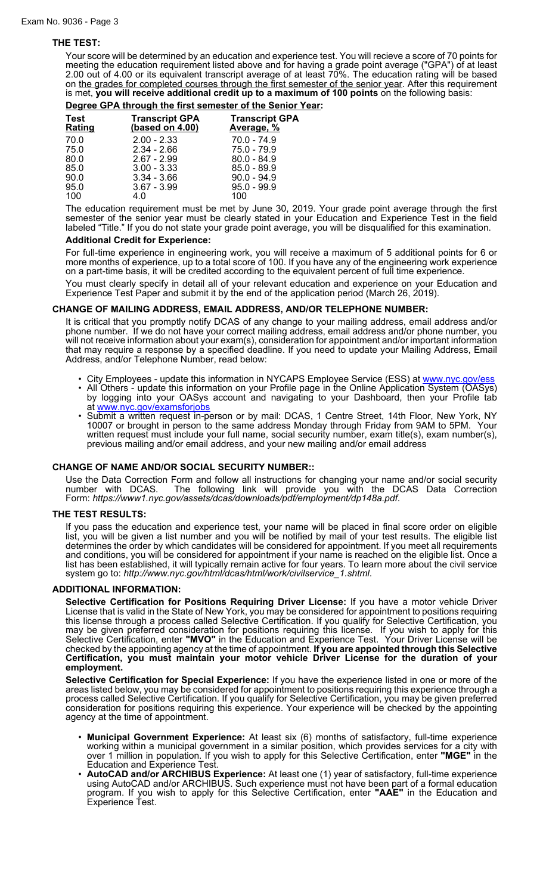### THE TEST:

Your score will be determined by an education and experience test. You will recieve a score of 70 points for meeting the education requirement listed above and for having a grade point average ("GPA") of at least 2.00 out of 4.00 or its equivalent transcript average of at least 70%. The education rating will be based on the grades for completed courses through the first semester of the senior year. After this requirement is met, **you will receive additional credit up to a maximum of 100 points** on the following basis:

**Degree GPA through the first semester of the Senior Year:**

| Test Rating | Transcript GPA (based on 4.00) | Transcript GPA Average, % |
|---|---|---|
| 70.0 | 2.00 - 2.33 | 70.0 - 74.9 |
| 75.0 | 2.34 - 2.66 | 75.0 - 79.9 |
| 80.0 | 2.67 - 2.99 | 80.0 - 84.9 |
| 85.0 | 3.00 - 3.33 | 85.0 - 89.9 |
| 90.0 | 3.34 - 3.66 | 90.0 - 94.9 |
| 95.0 | 3.67 - 3.99 | 95.0 - 99.9 |
| 100 | 4.0 | 100 |

The education requirement must be met by June 30, 2019. Your grade point average through the first semester of the senior year must be clearly stated in your Education and Experience Test in the field labeled "Title." If you do not state your grade point average, you will be disqualified for this examination.

**Additional Credit for Experience:**

For full-time experience in engineering work, you will receive a maximum of 5 additional points for 6 or more months of experience, up to a total score of 100. If you have any of the engineering work experience on a part-time basis, it will be credited according to the equivalent percent of full time experience.

You must clearly specify in detail all of your relevant education and experience on your Education and Experience Test Paper and submit it by the end of the application period (March 26, 2019).

### CHANGE OF MAILING ADDRESS, EMAIL ADDRESS, AND/OR TELEPHONE NUMBER:

It is critical that you promptly notify DCAS of any change to your mailing address, email address and/or phone number. If we do not have your correct mailing address, email address and/or phone number, you will not receive information about your exam(s), consideration for appointment and/or important information that may require a response by a specified deadline. If you need to update your Mailing Address, Email Address, and/or Telephone Number, read below:

- City Employees - update this information in NYCAPS Employee Service (ESS) at www.nyc.gov/ess
- All Others - update this information on your Profile page in the Online Application System (OASys) by logging into your OASys account and navigating to your Dashboard, then your Profile tab at www.nyc.gov/examsforjobs
- Submit a written request in-person or by mail: DCAS, 1 Centre Street, 14th Floor, New York, NY 10007 or brought in person to the same address Monday through Friday from 9AM to 5PM. Your written request must include your full name, social security number, exam title(s), exam number(s), previous mailing and/or email address, and your new mailing and/or email address

### CHANGE OF NAME AND/OR SOCIAL SECURITY NUMBER::

Use the Data Correction Form and follow all instructions for changing your name and/or social security number with DCAS. The following link will provide you with the DCAS Data Correction Form: *https://www1.nyc.gov/assets/dcas/downloads/pdf/employment/dp148a.pdf.*

### THE TEST RESULTS:

If you pass the education and experience test, your name will be placed in final score order on eligible list, you will be given a list number and you will be notified by mail of your test results. The eligible list determines the order by which candidates will be considered for appointment. If you meet all requirements and conditions, you will be considered for appointment if your name is reached on the eligible list. Once a list has been established, it will typically remain active for four years. To learn more about the civil service system go to: *http://www.nyc.gov/html/dcas/html/work/civilservice_1.shtml.*

### ADDITIONAL INFORMATION:

**Selective Certification for Positions Requiring Driver License:** If you have a motor vehicle Driver License that is valid in the State of New York, you may be considered for appointment to positions requiring this license through a process called Selective Certification. If you qualify for Selective Certification, you may be given preferred consideration for positions requiring this license. If you wish to apply for this Selective Certification, enter **"MVO"** in the Education and Experience Test. Your Driver License will be checked by the appointing agency at the time of appointment. **If you are appointed through this Selective Certification, you must maintain your motor vehicle Driver License for the duration of your employment.**

**Selective Certification for Special Experience:** If you have the experience listed in one or more of the areas listed below, you may be considered for appointment to positions requiring this experience through a process called Selective Certification. If you qualify for Selective Certification, you may be given preferred consideration for positions requiring this experience. Your experience will be checked by the appointing agency at the time of appointment.

- **Municipal Government Experience:** At least six (6) months of satisfactory, full-time experience working within a municipal government in a similar position, which provides services for a city with over 1 million in population. If you wish to apply for this Selective Certification, enter **"MGE"** in the Education and Experience Test.
- **AutoCAD and/or ARCHIBUS Experience:** At least one (1) year of satisfactory, full-time experience using AutoCAD and/or ARCHIBUS. Such experience must not have been part of a formal education program. If you wish to apply for this Selective Certification, enter **"AAE"** in the Education and Experience Test.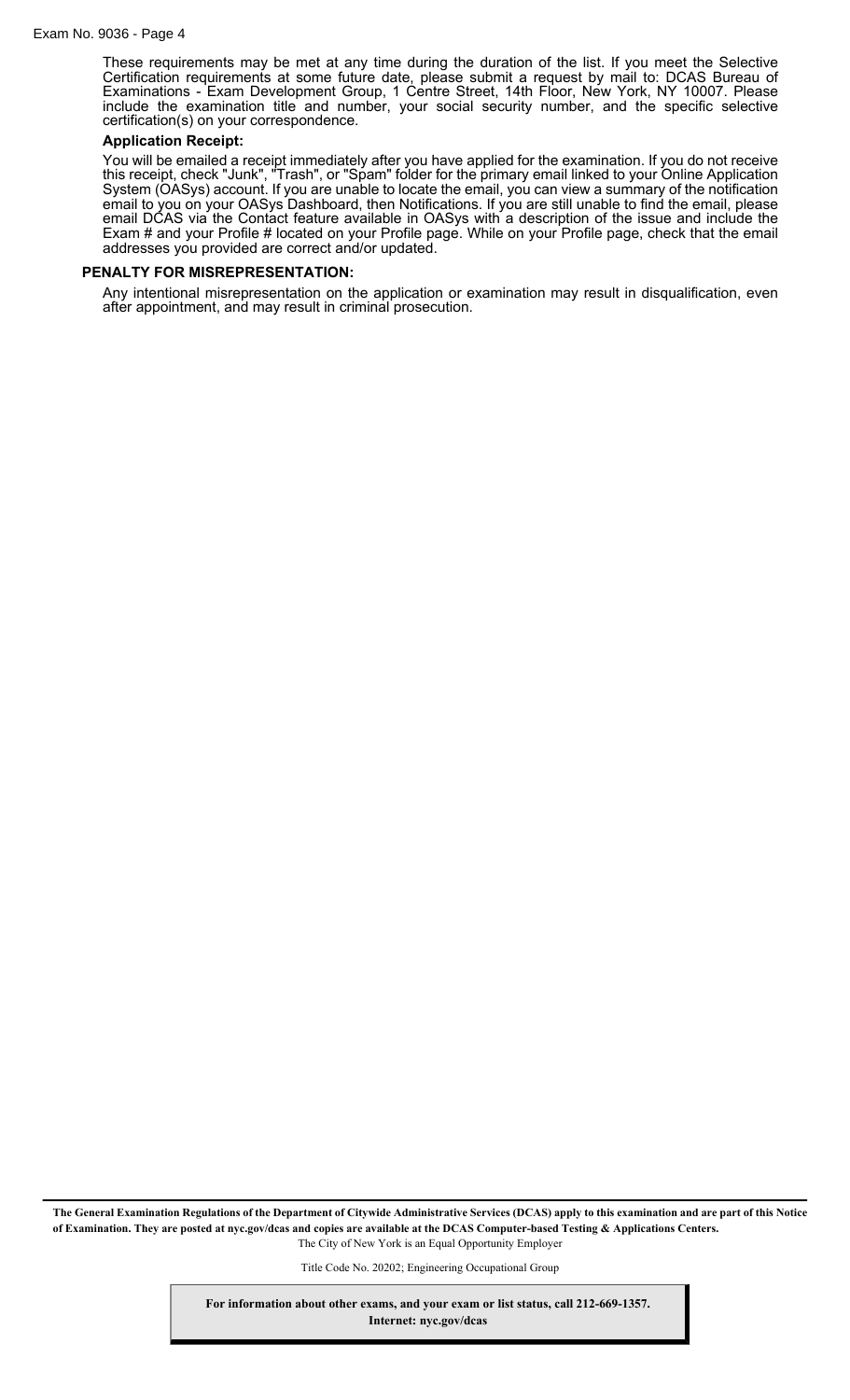These requirements may be met at any time during the duration of the list. If you meet the Selective Certification requirements at some future date, please submit a request by mail to: DCAS Bureau of Examinations - Exam Development Group, 1 Centre Street, 14th Floor, New York, NY 10007. Please include the examination title and number, your social security number, and the specific selective certification(s) on your correspondence.

**Application Receipt:**

You will be emailed a receipt immediately after you have applied for the examination. If you do not receive this receipt, check "Junk", "Trash", or "Spam" folder for the primary email linked to your Online Application System (OASys) account. If you are unable to locate the email, you can view a summary of the notification email to you on your OASys Dashboard, then Notifications. If you are still unable to find the email, please email DCAS via the Contact feature available in OASys with a description of the issue and include the Exam # and your Profile # located on your Profile page. While on your Profile page, check that the email addresses you provided are correct and/or updated.

**PENALTY FOR MISREPRESENTATION:**

Any intentional misrepresentation on the application or examination may result in disqualification, even after appointment, and may result in criminal prosecution.

**The General Examination Regulations of the Department of Citywide Administrative Services (DCAS) apply to this examination and are part of this Notice of Examination. They are posted at nyc.gov/dcas and copies are available at the DCAS Computer-based Testing & Applications Centers.**

The City of New York is an Equal Opportunity Employer

Title Code No. 20202; Engineering Occupational Group

**For information about other exams, and your exam or list status, call 212-669-1357.**
**Internet: nyc.gov/dcas**